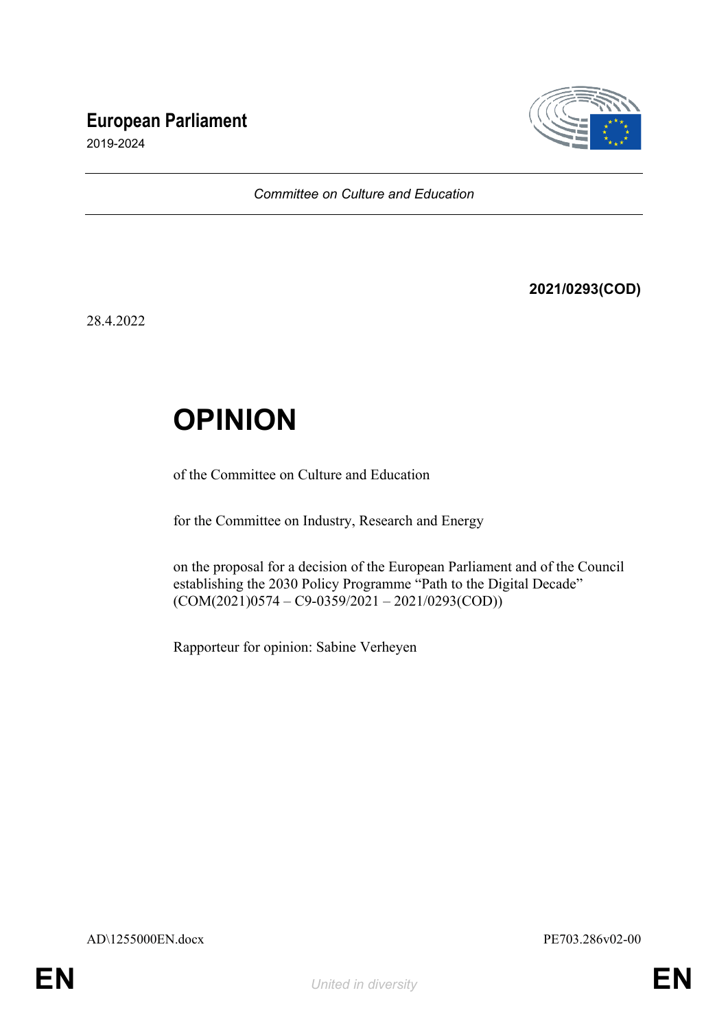**European Parliament**

2019-2024

*Committee on Culture and Education*

**2021/0293(COD)**

28.4.2022

# OPINION

of the Committee on Culture and Education

for the Committee on Industry, Research and Energy

on the proposal for a decision of the European Parliament and of the Council establishing the 2030 Policy Programme "Path to the Digital Decade" (COM(2021)0574 – C9-0359/2021 – 2021/0293(COD))

Rapporteur for opinion: Sabine Verheyen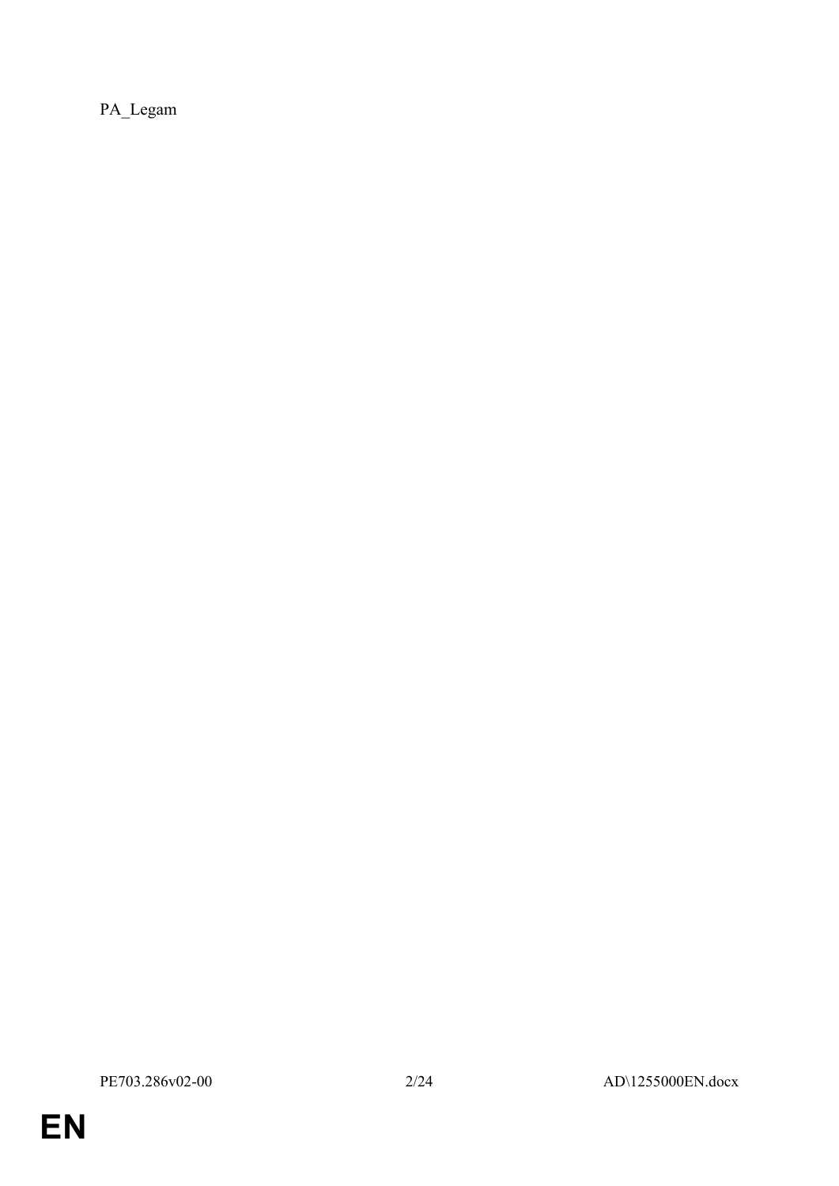PA_Legam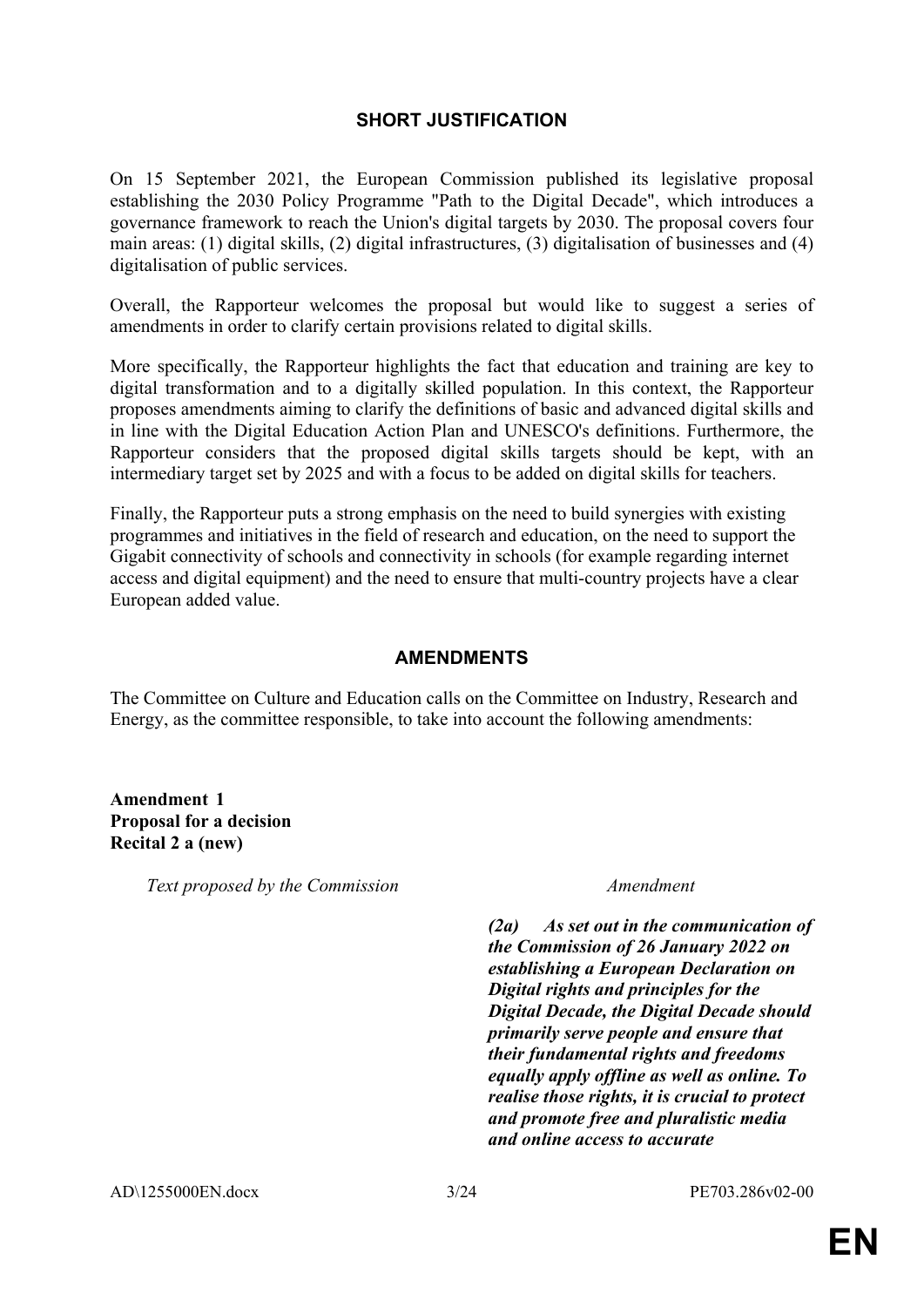## SHORT JUSTIFICATION

On 15 September 2021, the European Commission published its legislative proposal establishing the 2030 Policy Programme "Path to the Digital Decade", which introduces a governance framework to reach the Union's digital targets by 2030. The proposal covers four main areas: (1) digital skills, (2) digital infrastructures, (3) digitalisation of businesses and (4) digitalisation of public services.

Overall, the Rapporteur welcomes the proposal but would like to suggest a series of amendments in order to clarify certain provisions related to digital skills.

More specifically, the Rapporteur highlights the fact that education and training are key to digital transformation and to a digitally skilled population. In this context, the Rapporteur proposes amendments aiming to clarify the definitions of basic and advanced digital skills and in line with the Digital Education Action Plan and UNESCO's definitions. Furthermore, the Rapporteur considers that the proposed digital skills targets should be kept, with an intermediary target set by 2025 and with a focus to be added on digital skills for teachers.

Finally, the Rapporteur puts a strong emphasis on the need to build synergies with existing programmes and initiatives in the field of research and education, on the need to support the Gigabit connectivity of schools and connectivity in schools (for example regarding internet access and digital equipment) and the need to ensure that multi-country projects have a clear European added value.

## AMENDMENTS

The Committee on Culture and Education calls on the Committee on Industry, Research and Energy, as the committee responsible, to take into account the following amendments:

**Amendment 1**
**Proposal for a decision**
**Recital 2 a (new)**

| *Text proposed by the Commission* | *Amendment* |
| --- | --- |
| | ***(2a) As set out in the communication of the Commission of 26 January 2022 on establishing a European Declaration on Digital rights and principles for the Digital Decade, the Digital Decade should primarily serve people and ensure that their fundamental rights and freedoms equally apply offline as well as online. To realise those rights, it is crucial to protect and promote free and pluralistic media and online access to accurate*** |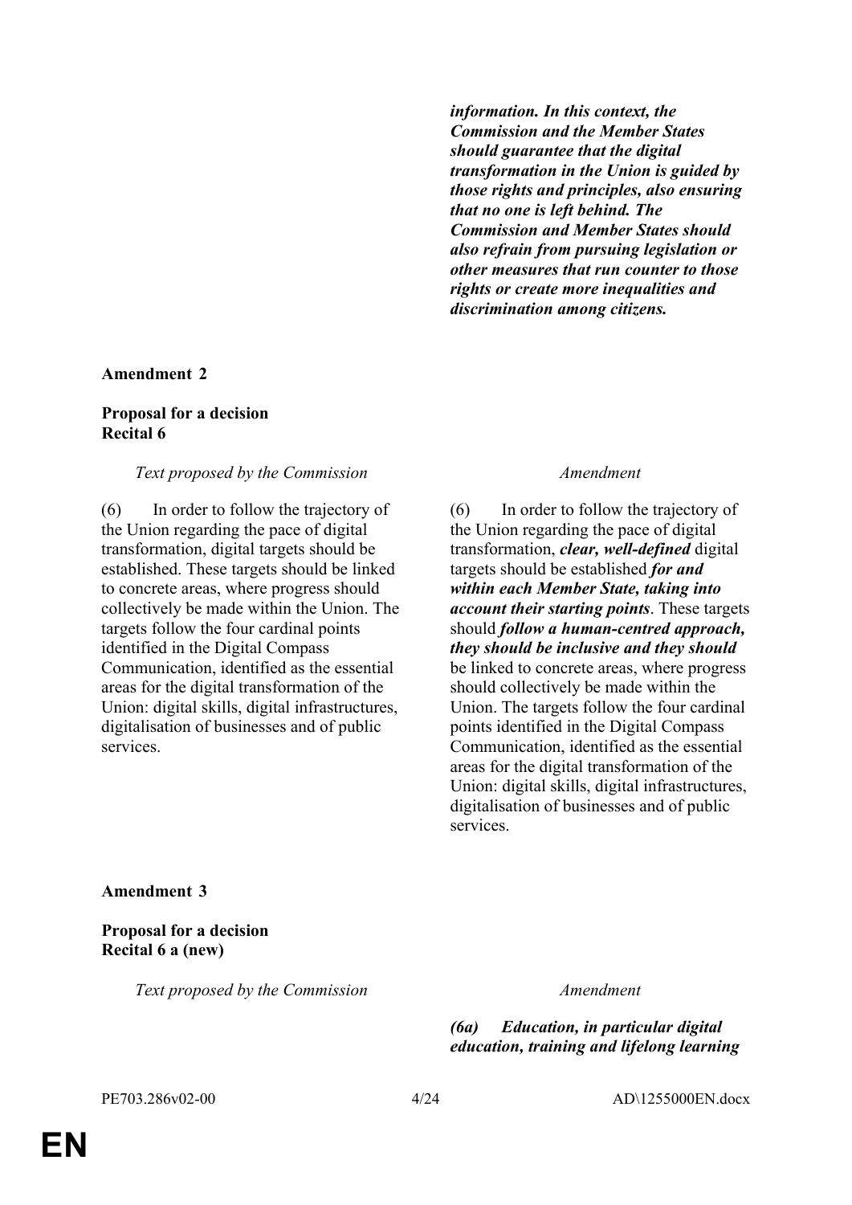| | |
|---|---|
| | ***information. In this context, the Commission and the Member States should guarantee that the digital transformation in the Union is guided by those rights and principles, also ensuring that no one is left behind. The Commission and Member States should also refrain from pursuing legislation or other measures that run counter to those rights or create more inequalities and discrimination among citizens.*** |

**Amendment 2**

**Proposal for a decision**
**Recital 6**

| *Text proposed by the Commission* | *Amendment* |
|---|---|
| (6) In order to follow the trajectory of the Union regarding the pace of digital transformation, digital targets should be established. These targets should be linked to concrete areas, where progress should collectively be made within the Union. The targets follow the four cardinal points identified in the Digital Compass Communication, identified as the essential areas for the digital transformation of the Union: digital skills, digital infrastructures, digitalisation of businesses and of public services. | (6) In order to follow the trajectory of the Union regarding the pace of digital transformation, ***clear, well-defined*** digital targets should be established ***for and within each Member State, taking into account their starting points***. These targets should ***follow a human-centred approach, they should be inclusive and they should*** be linked to concrete areas, where progress should collectively be made within the Union. The targets follow the four cardinal points identified in the Digital Compass Communication, identified as the essential areas for the digital transformation of the Union: digital skills, digital infrastructures, digitalisation of businesses and of public services. |

**Amendment 3**

**Proposal for a decision**
**Recital 6 a (new)**

| *Text proposed by the Commission* | *Amendment* |
|---|---|
| | ***(6a) Education, in particular digital education, training and lifelong learning*** |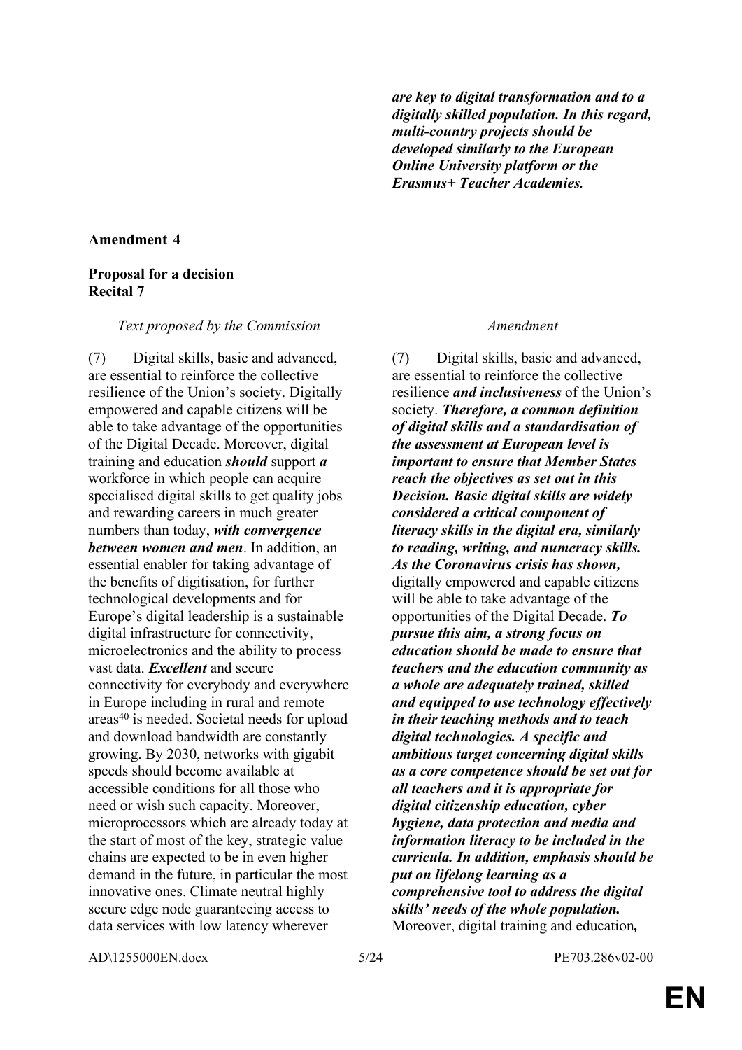| | |
|---|---|
| | ***are key to digital transformation and to a digitally skilled population. In this regard, multi-country projects should be developed similarly to the European Online University platform or the Erasmus+ Teacher Academies.*** |

**Amendment 4**

**Proposal for a decision**
**Recital 7**

| *Text proposed by the Commission* | *Amendment* |
|---|---|
| (7) Digital skills, basic and advanced, are essential to reinforce the collective resilience of the Union's society. Digitally empowered and capable citizens will be able to take advantage of the opportunities of the Digital Decade. Moreover, digital training and education ***should*** support ***a*** workforce in which people can acquire specialised digital skills to get quality jobs and rewarding careers in much greater numbers than today, ***with convergence between women and men***. In addition, an essential enabler for taking advantage of the benefits of digitisation, for further technological developments and for Europe's digital leadership is a sustainable digital infrastructure for connectivity, microelectronics and the ability to process vast data. ***Excellent*** and secure connectivity for everybody and everywhere in Europe including in rural and remote areas[40] is needed. Societal needs for upload and download bandwidth are constantly growing. By 2030, networks with gigabit speeds should become available at accessible conditions for all those who need or wish such capacity. Moreover, microprocessors which are already today at the start of most of the key, strategic value chains are expected to be in even higher demand in the future, in particular the most innovative ones. Climate neutral highly secure edge node guaranteeing access to data services with low latency wherever | (7) Digital skills, basic and advanced, are essential to reinforce the collective resilience ***and inclusiveness*** of the Union's society. ***Therefore, a common definition of digital skills and a standardisation of the assessment at European level is important to ensure that Member States reach the objectives as set out in this Decision. Basic digital skills are widely considered a critical component of literacy skills in the digital era, similarly to reading, writing, and numeracy skills. As the Coronavirus crisis has shown,*** digitally empowered and capable citizens will be able to take advantage of the opportunities of the Digital Decade. ***To pursue this aim, a strong focus on education should be made to ensure that teachers and the education community as a whole are adequately trained, skilled and equipped to use technology effectively in their teaching methods and to teach digital technologies. A specific and ambitious target concerning digital skills as a core competence should be set out for all teachers and it is appropriate for digital citizenship education, cyber hygiene, data protection and media and information literacy to be included in the curricula. In addition, emphasis should be put on lifelong learning as a comprehensive tool to address the digital skills' needs of the whole population.*** Moreover, digital training and education***,*** |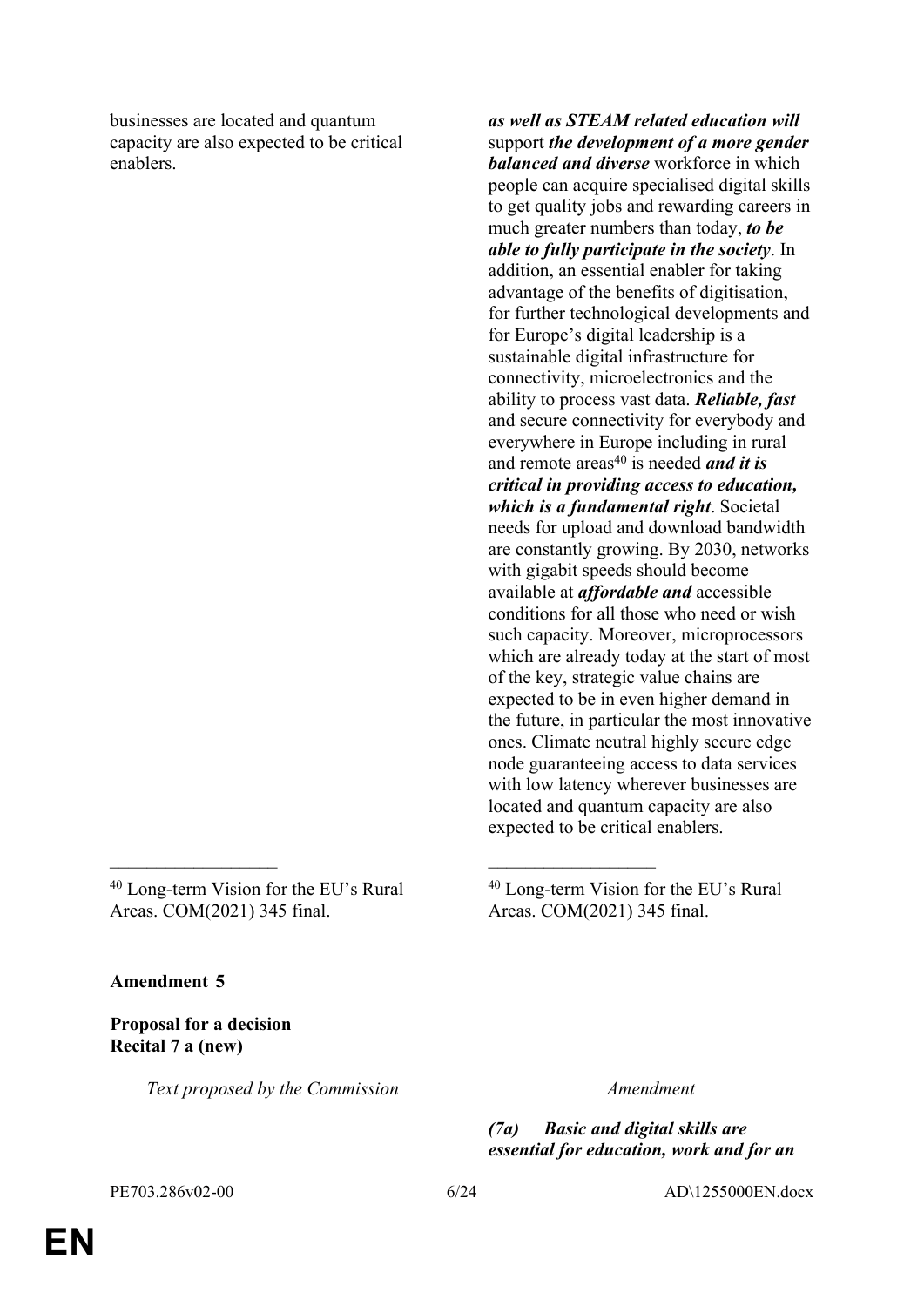| Text proposed by the Commission | Amendment |
|---|---|
| businesses are located and quantum capacity are also expected to be critical enablers. | ***as well as STEAM related education will*** support ***the development of a more gender balanced and diverse*** workforce in which people can acquire specialised digital skills to get quality jobs and rewarding careers in much greater numbers than today, ***to be able to fully participate in the society***. In addition, an essential enabler for taking advantage of the benefits of digitisation, for further technological developments and for Europe's digital leadership is a sustainable digital infrastructure for connectivity, microelectronics and the ability to process vast data. ***Reliable, fast*** and secure connectivity for everybody and everywhere in Europe including in rural and remote areas[40] is needed ***and it is critical in providing access to education, which is a fundamental right***. Societal needs for upload and download bandwidth are constantly growing. By 2030, networks with gigabit speeds should become available at ***affordable and*** accessible conditions for all those who need or wish such capacity. Moreover, microprocessors which are already today at the start of most of the key, strategic value chains are expected to be in even higher demand in the future, in particular the most innovative ones. Climate neutral highly secure edge node guaranteeing access to data services with low latency wherever businesses are located and quantum capacity are also expected to be critical enablers. |
| [40] Long-term Vision for the EU's Rural Areas. COM(2021) 345 final. | [40] Long-term Vision for the EU's Rural Areas. COM(2021) 345 final. |

**Amendment 5**

**Proposal for a decision**
**Recital 7 a (new)**

| *Text proposed by the Commission* | *Amendment* |
|---|---|
| | ***(7a) Basic and digital skills are essential for education, work and for an*** |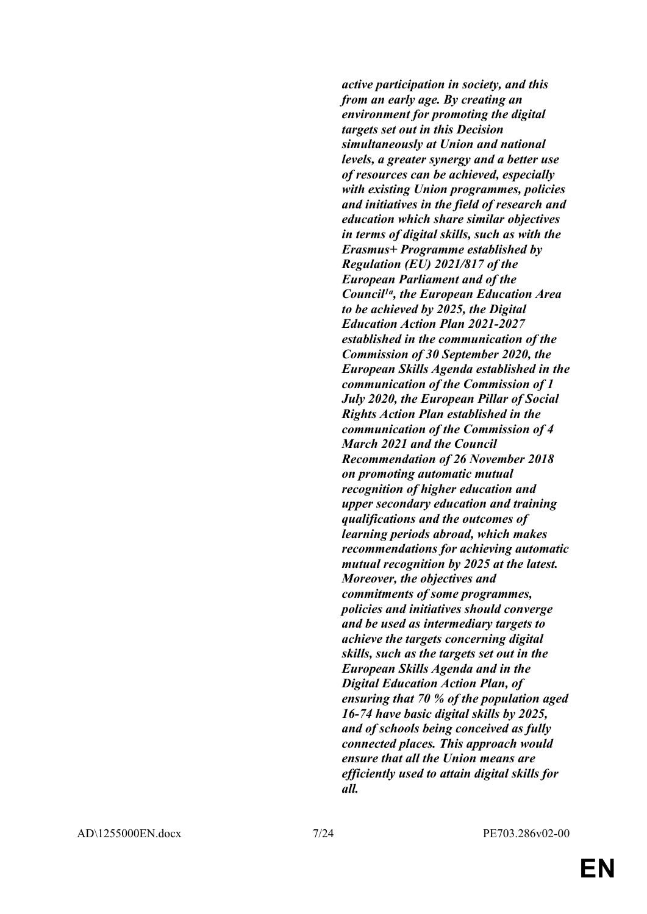***active participation in society, and this from an early age. By creating an environment for promoting the digital targets set out in this Decision simultaneously at Union and national levels, a greater synergy and a better use of resources can be achieved, especially with existing Union programmes, policies and initiatives in the field of research and education which share similar objectives in terms of digital skills, such as with the Erasmus+ Programme established by Regulation (EU) 2021/817 of the European Parliament and of the Council[1a], the European Education Area to be achieved by 2025, the Digital Education Action Plan 2021-2027 established in the communication of the Commission of 30 September 2020, the European Skills Agenda established in the communication of the Commission of 1 July 2020, the European Pillar of Social Rights Action Plan established in the communication of the Commission of 4 March 2021 and the Council Recommendation of 26 November 2018 on promoting automatic mutual recognition of higher education and upper secondary education and training qualifications and the outcomes of learning periods abroad, which makes recommendations for achieving automatic mutual recognition by 2025 at the latest. Moreover, the objectives and commitments of some programmes, policies and initiatives should converge and be used as intermediary targets to achieve the targets concerning digital skills, such as the targets set out in the European Skills Agenda and in the Digital Education Action Plan, of ensuring that 70 % of the population aged 16-74 have basic digital skills by 2025, and of schools being conceived as fully connected places. This approach would ensure that all the Union means are efficiently used to attain digital skills for all.***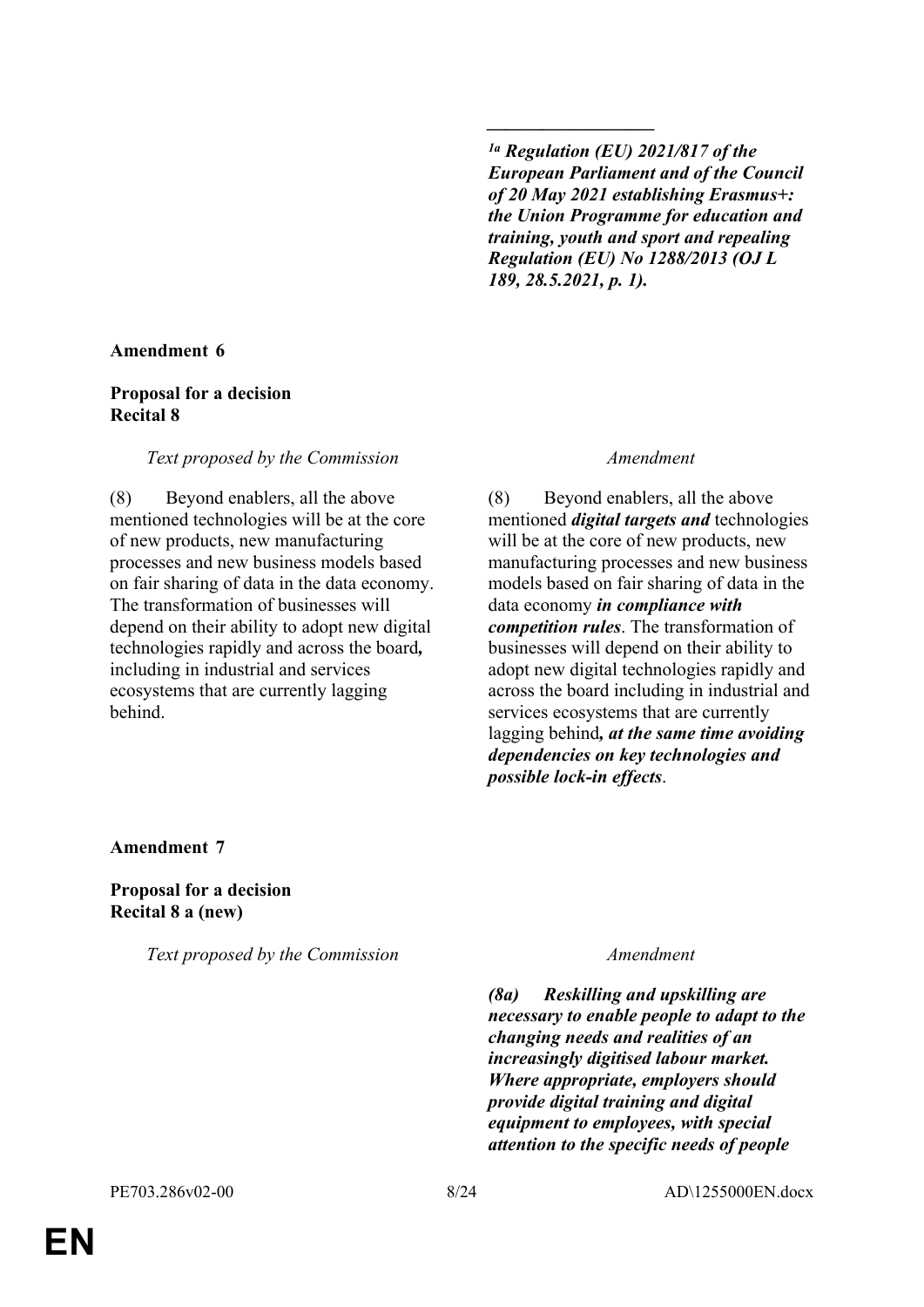\_\_\_\_\_\_\_\_\_\_\_\_\_\_\_\_\_\_

***[1a] Regulation (EU) 2021/817 of the European Parliament and of the Council of 20 May 2021 establishing Erasmus+: the Union Programme for education and training, youth and sport and repealing Regulation (EU) No 1288/2013 (OJ L 189, 28.5.2021, p. 1).***

**Amendment 6**

**Proposal for a decision**
**Recital 8**

| *Text proposed by the Commission* | *Amendment* |
|---|---|
| (8) Beyond enablers, all the above mentioned technologies will be at the core of new products, new manufacturing processes and new business models based on fair sharing of data in the data economy. The transformation of businesses will depend on their ability to adopt new digital technologies rapidly and across the board**,** including in industrial and services ecosystems that are currently lagging behind. | (8) Beyond enablers, all the above mentioned ***digital targets and*** technologies will be at the core of new products, new manufacturing processes and new business models based on fair sharing of data in the data economy ***in compliance with competition rules***. The transformation of businesses will depend on their ability to adopt new digital technologies rapidly and across the board including in industrial and services ecosystems that are currently lagging behind***, at the same time avoiding dependencies on key technologies and possible lock-in effects***. |

**Amendment 7**

**Proposal for a decision**
**Recital 8 a (new)**

| *Text proposed by the Commission* | *Amendment* |
|---|---|
| | ***(8a) Reskilling and upskilling are necessary to enable people to adapt to the changing needs and realities of an increasingly digitised labour market. Where appropriate, employers should provide digital training and digital equipment to employees, with special attention to the specific needs of people*** |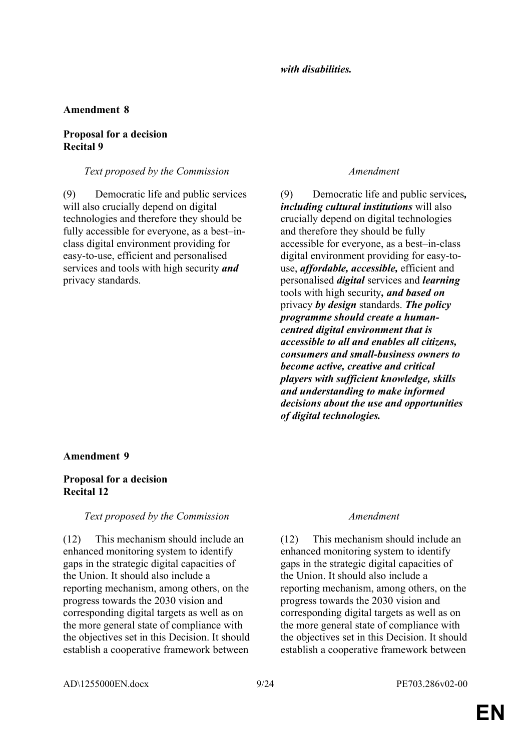*with disabilities.*

**Amendment 8**

**Proposal for a decision**
**Recital 9**

| *Text proposed by the Commission* | *Amendment* |
|---|---|
| (9) Democratic life and public services will also crucially depend on digital technologies and therefore they should be fully accessible for everyone, as a best–in-class digital environment providing for easy-to-use, efficient and personalised services and tools with high security ***and*** privacy standards. | (9) Democratic life and public services***, including cultural institutions*** will also crucially depend on digital technologies and therefore they should be fully accessible for everyone, as a best–in-class digital environment providing for easy-to-use, ***affordable, accessible,*** efficient and personalised ***digital*** services and ***learning*** tools with high security***, and based on*** privacy ***by design*** standards. ***The policy programme should create a human-centred digital environment that is accessible to all and enables all citizens, consumers and small-business owners to become active, creative and critical players with sufficient knowledge, skills and understanding to make informed decisions about the use and opportunities of digital technologies.*** |

**Amendment 9**

**Proposal for a decision**
**Recital 12**

| *Text proposed by the Commission* | *Amendment* |
|---|---|
| (12) This mechanism should include an enhanced monitoring system to identify gaps in the strategic digital capacities of the Union. It should also include a reporting mechanism, among others, on the progress towards the 2030 vision and corresponding digital targets as well as on the more general state of compliance with the objectives set in this Decision. It should establish a cooperative framework between | (12) This mechanism should include an enhanced monitoring system to identify gaps in the strategic digital capacities of the Union. It should also include a reporting mechanism, among others, on the progress towards the 2030 vision and corresponding digital targets as well as on the more general state of compliance with the objectives set in this Decision. It should establish a cooperative framework between |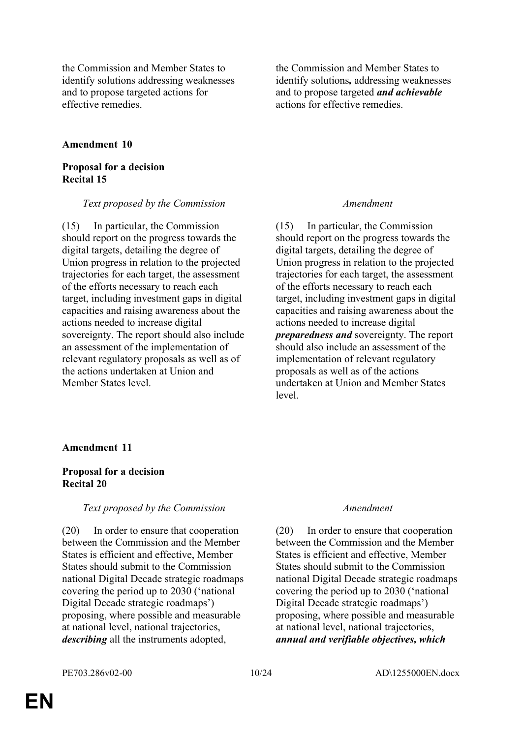| | |
|---|---|
| the Commission and Member States to identify solutions addressing weaknesses and to propose targeted actions for effective remedies. | the Commission and Member States to identify solutions*,* addressing weaknesses and to propose targeted ***and achievable*** actions for effective remedies. |

**Amendment 10**

**Proposal for a decision**
**Recital 15**

| *Text proposed by the Commission* | *Amendment* |
|---|---|
| (15) In particular, the Commission should report on the progress towards the digital targets, detailing the degree of Union progress in relation to the projected trajectories for each target, the assessment of the efforts necessary to reach each target, including investment gaps in digital capacities and raising awareness about the actions needed to increase digital sovereignty. The report should also include an assessment of the implementation of relevant regulatory proposals as well as of the actions undertaken at Union and Member States level. | (15) In particular, the Commission should report on the progress towards the digital targets, detailing the degree of Union progress in relation to the projected trajectories for each target, the assessment of the efforts necessary to reach each target, including investment gaps in digital capacities and raising awareness about the actions needed to increase digital ***preparedness and*** sovereignty. The report should also include an assessment of the implementation of relevant regulatory proposals as well as of the actions undertaken at Union and Member States level. |

**Amendment 11**

**Proposal for a decision**
**Recital 20**

| *Text proposed by the Commission* | *Amendment* |
|---|---|
| (20) In order to ensure that cooperation between the Commission and the Member States is efficient and effective, Member States should submit to the Commission national Digital Decade strategic roadmaps covering the period up to 2030 ('national Digital Decade strategic roadmaps') proposing, where possible and measurable at national level, national trajectories, ***describing*** all the instruments adopted, | (20) In order to ensure that cooperation between the Commission and the Member States is efficient and effective, Member States should submit to the Commission national Digital Decade strategic roadmaps covering the period up to 2030 ('national Digital Decade strategic roadmaps') proposing, where possible and measurable at national level, national trajectories, ***annual and verifiable objectives, which*** |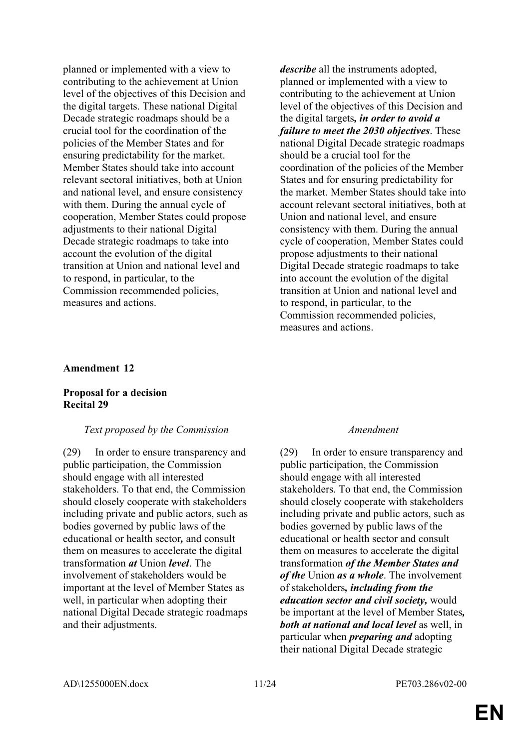| | |
|---|---|
| planned or implemented with a view to contributing to the achievement at Union level of the objectives of this Decision and the digital targets. These national Digital Decade strategic roadmaps should be a crucial tool for the coordination of the policies of the Member States and for ensuring predictability for the market. Member States should take into account relevant sectoral initiatives, both at Union and national level, and ensure consistency with them. During the annual cycle of cooperation, Member States could propose adjustments to their national Digital Decade strategic roadmaps to take into account the evolution of the digital transition at Union and national level and to respond, in particular, to the Commission recommended policies, measures and actions. | ***describe*** all the instruments adopted, planned or implemented with a view to contributing to the achievement at Union level of the objectives of this Decision and the digital targets***, in order to avoid a failure to meet the 2030 objectives***. These national Digital Decade strategic roadmaps should be a crucial tool for the coordination of the policies of the Member States and for ensuring predictability for the market. Member States should take into account relevant sectoral initiatives, both at Union and national level, and ensure consistency with them. During the annual cycle of cooperation, Member States could propose adjustments to their national Digital Decade strategic roadmaps to take into account the evolution of the digital transition at Union and national level and to respond, in particular, to the Commission recommended policies, measures and actions. |

**Amendment 12**

**Proposal for a decision**
**Recital 29**

| *Text proposed by the Commission* | *Amendment* |
|---|---|
| (29) In order to ensure transparency and public participation, the Commission should engage with all interested stakeholders. To that end, the Commission should closely cooperate with stakeholders including private and public actors, such as bodies governed by public laws of the educational or health sector***,*** and consult them on measures to accelerate the digital transformation ***at*** Union ***level***. The involvement of stakeholders would be important at the level of Member States as well, in particular when adopting their national Digital Decade strategic roadmaps and their adjustments. | (29) In order to ensure transparency and public participation, the Commission should engage with all interested stakeholders. To that end, the Commission should closely cooperate with stakeholders including private and public actors, such as bodies governed by public laws of the educational or health sector and consult them on measures to accelerate the digital transformation ***of the Member States and of the*** Union ***as a whole***. The involvement of stakeholders***, including from the education sector and civil society,*** would be important at the level of Member States***, both at national and local level*** as well, in particular when ***preparing and*** adopting their national Digital Decade strategic |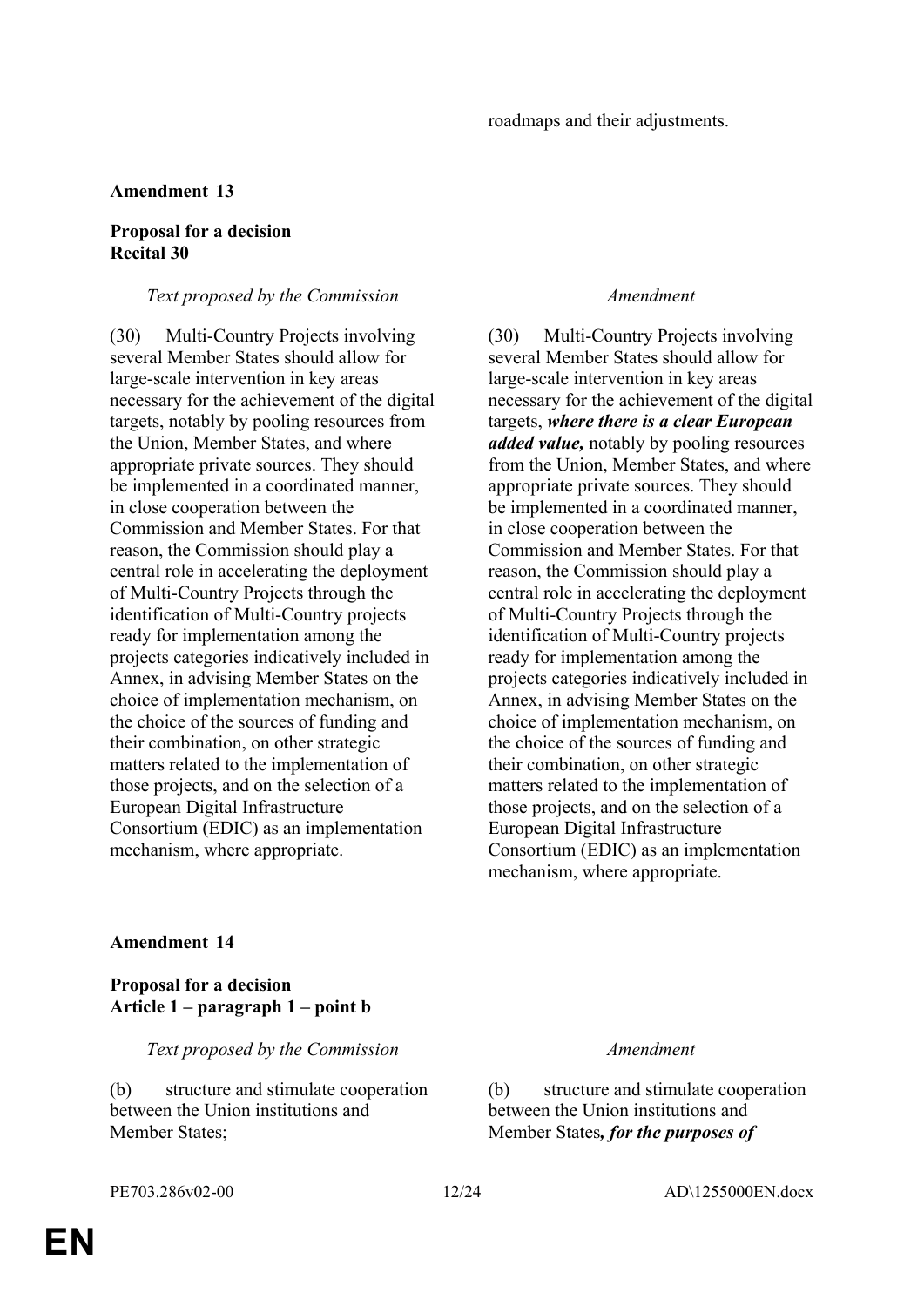| | roadmaps and their adjustments. |
|---|---|

**Amendment 13**

**Proposal for a decision**
**Recital 30**

| *Text proposed by the Commission* | *Amendment* |
|---|---|
| (30) Multi-Country Projects involving several Member States should allow for large-scale intervention in key areas necessary for the achievement of the digital targets, notably by pooling resources from the Union, Member States, and where appropriate private sources. They should be implemented in a coordinated manner, in close cooperation between the Commission and Member States. For that reason, the Commission should play a central role in accelerating the deployment of Multi-Country Projects through the identification of Multi-Country projects ready for implementation among the projects categories indicatively included in Annex, in advising Member States on the choice of implementation mechanism, on the choice of the sources of funding and their combination, on other strategic matters related to the implementation of those projects, and on the selection of a European Digital Infrastructure Consortium (EDIC) as an implementation mechanism, where appropriate. | (30) Multi-Country Projects involving several Member States should allow for large-scale intervention in key areas necessary for the achievement of the digital targets, ***where there is a clear European added value,*** notably by pooling resources from the Union, Member States, and where appropriate private sources. They should be implemented in a coordinated manner, in close cooperation between the Commission and Member States. For that reason, the Commission should play a central role in accelerating the deployment of Multi-Country Projects through the identification of Multi-Country projects ready for implementation among the projects categories indicatively included in Annex, in advising Member States on the choice of implementation mechanism, on the choice of the sources of funding and their combination, on other strategic matters related to the implementation of those projects, and on the selection of a European Digital Infrastructure Consortium (EDIC) as an implementation mechanism, where appropriate. |

**Amendment 14**

**Proposal for a decision**
**Article 1 – paragraph 1 – point b**

| *Text proposed by the Commission* | *Amendment* |
|---|---|
| (b) structure and stimulate cooperation between the Union institutions and Member States; | (b) structure and stimulate cooperation between the Union institutions and Member States***, for the purposes of*** |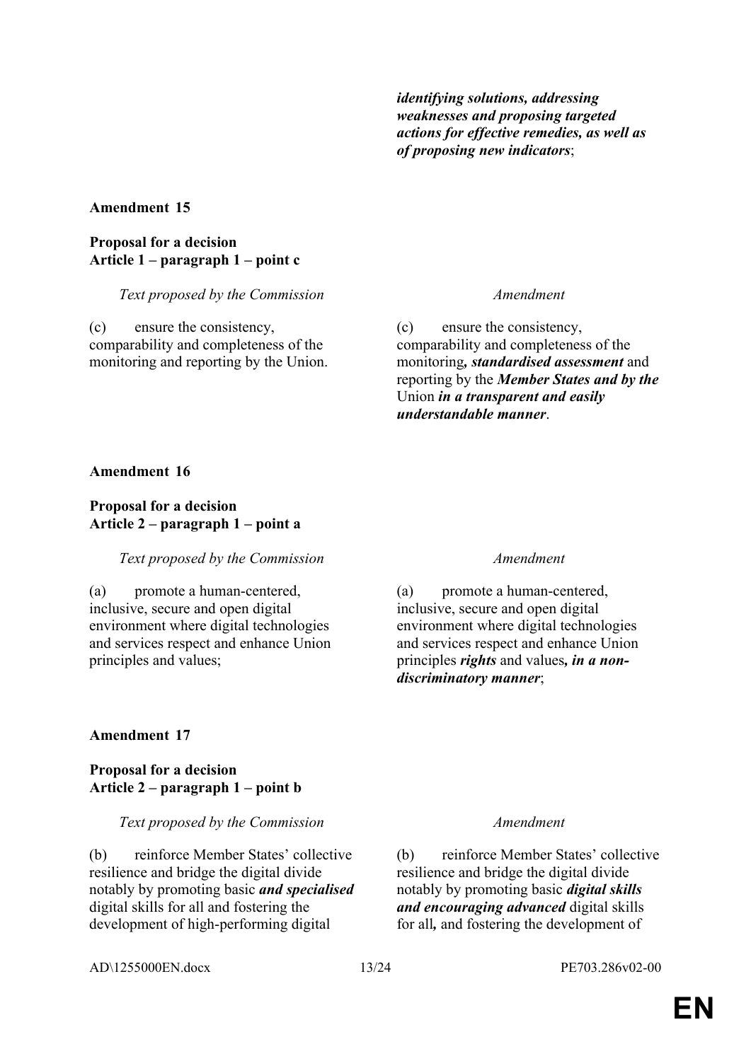| | *identifying solutions, addressing weaknesses and proposing targeted actions for effective remedies, as well as of proposing new indicators*; |
|---|---|

**Amendment 15**

**Proposal for a decision**
**Article 1 – paragraph 1 – point c**

| *Text proposed by the Commission* | *Amendment* |
|---|---|
| (c) ensure the consistency, comparability and completeness of the monitoring and reporting by the Union. | (c) ensure the consistency, comparability and completeness of the monitoring***, standardised assessment*** and reporting by the ***Member States and by the*** Union ***in a transparent and easily understandable manner***. |

**Amendment 16**

**Proposal for a decision**
**Article 2 – paragraph 1 – point a**

| *Text proposed by the Commission* | *Amendment* |
|---|---|
| (a) promote a human-centered, inclusive, secure and open digital environment where digital technologies and services respect and enhance Union principles and values; | (a) promote a human-centered, inclusive, secure and open digital environment where digital technologies and services respect and enhance Union principles ***rights*** and values***, in a non-discriminatory manner***; |

**Amendment 17**

**Proposal for a decision**
**Article 2 – paragraph 1 – point b**

| *Text proposed by the Commission* | *Amendment* |
|---|---|
| (b) reinforce Member States' collective resilience and bridge the digital divide notably by promoting basic ***and specialised*** digital skills for all and fostering the development of high-performing digital | (b) reinforce Member States' collective resilience and bridge the digital divide notably by promoting basic ***digital skills and encouraging advanced*** digital skills for all***,*** and fostering the development of |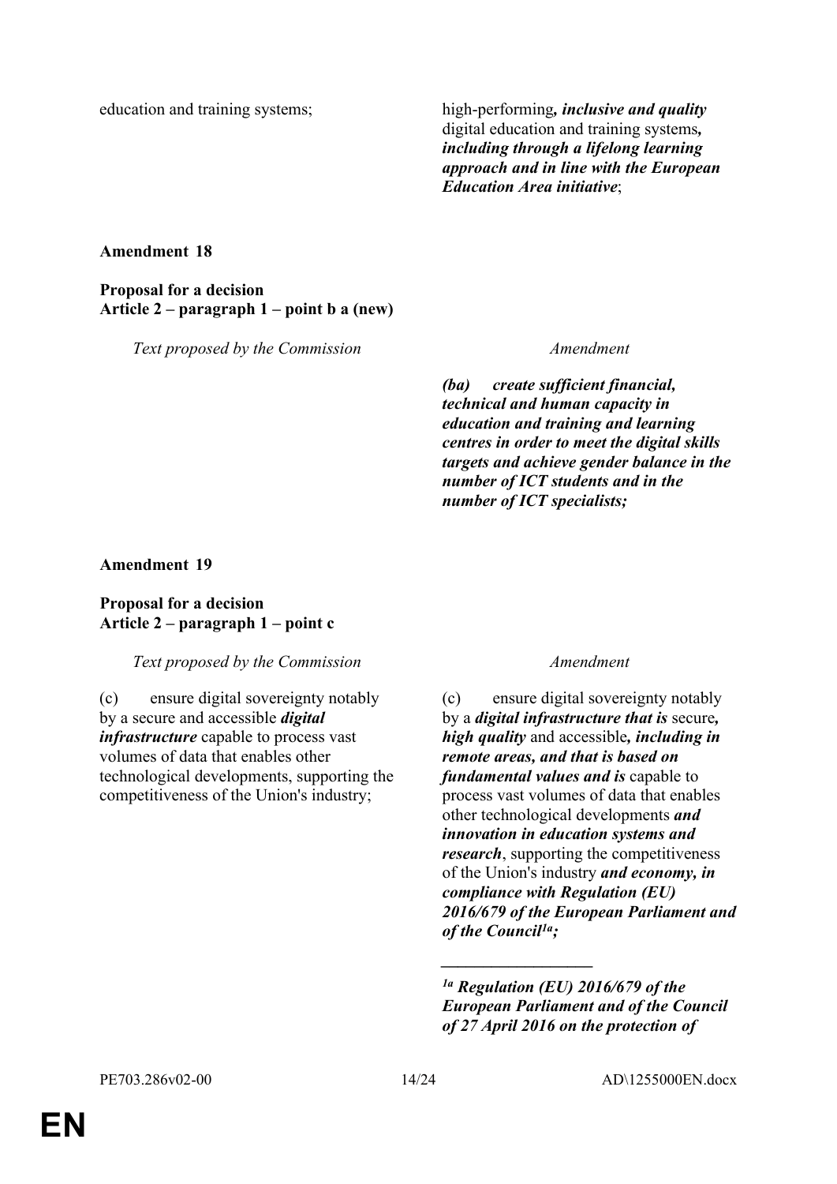| | |
|---|---|
| education and training systems; | high-performing***, inclusive and quality*** digital education and training systems***, including through a lifelong learning approach and in line with the European Education Area initiative***; |

**Amendment 18**

**Proposal for a decision**
**Article 2 – paragraph 1 – point b a (new)**

| *Text proposed by the Commission* | *Amendment* |
|---|---|
| | ***(ba) create sufficient financial, technical and human capacity in education and training and learning centres in order to meet the digital skills targets and achieve gender balance in the number of ICT students and in the number of ICT specialists;*** |

**Amendment 19**

**Proposal for a decision**
**Article 2 – paragraph 1 – point c**

| *Text proposed by the Commission* | *Amendment* |
|---|---|
| (c) ensure digital sovereignty notably by a secure and accessible ***digital infrastructure*** capable to process vast volumes of data that enables other technological developments, supporting the competitiveness of the Union's industry; | (c) ensure digital sovereignty notably by a ***digital infrastructure that is*** secure***, high quality*** and accessible***, including in remote areas, and that is based on fundamental values and is*** capable to process vast volumes of data that enables other technological developments ***and innovation in education systems and research***, supporting the competitiveness of the Union's industry ***and economy, in compliance with Regulation (EU) 2016/679 of the European Parliament and of the Council[1a];*** |
| | \_\_\_\_\_\_\_\_\_\_\_\_\_\_\_\_\_\_ |
| | ***[1a] Regulation (EU) 2016/679 of the European Parliament and of the Council of 27 April 2016 on the protection of*** |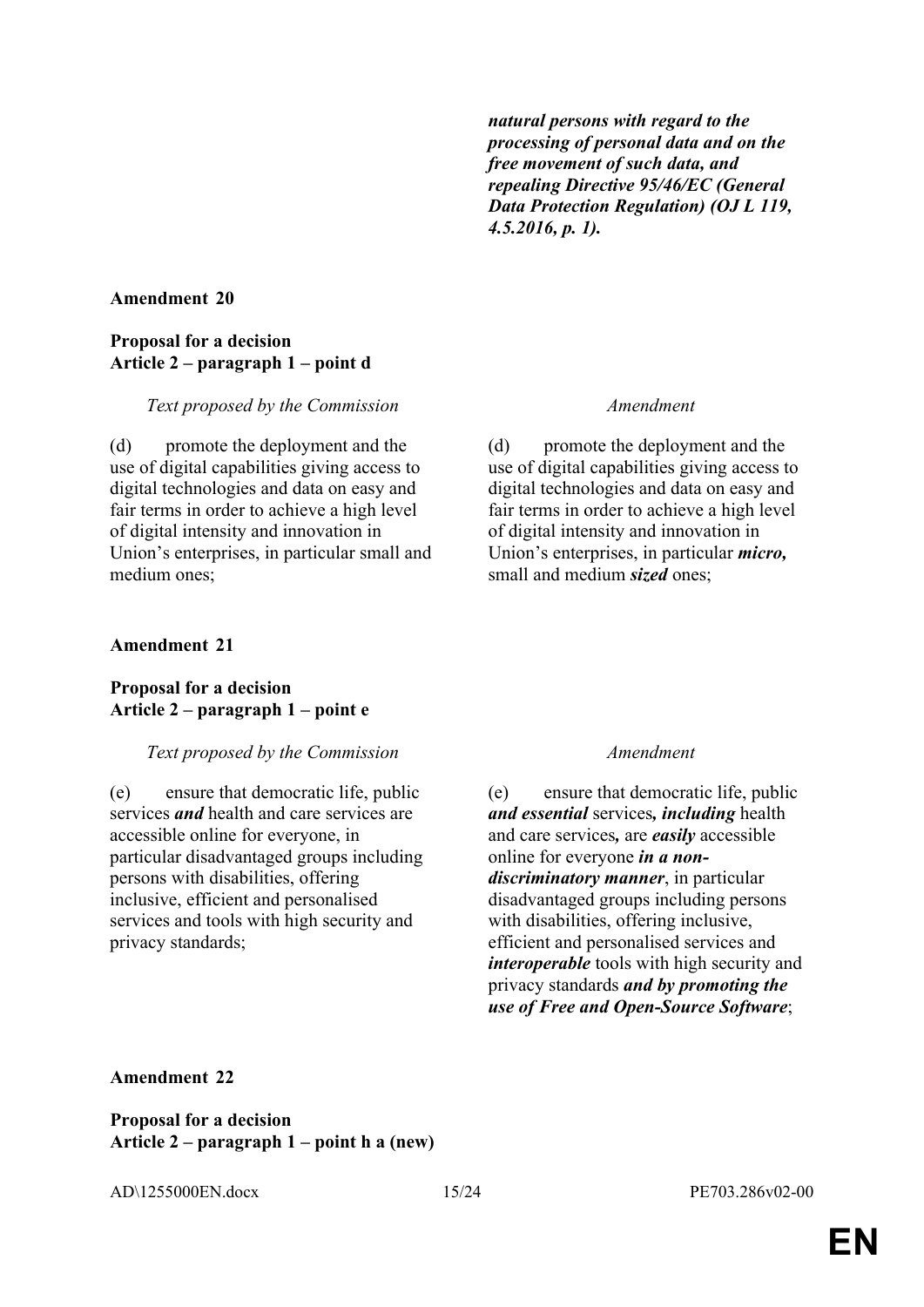***natural persons with regard to the processing of personal data and on the free movement of such data, and repealing Directive 95/46/EC (General Data Protection Regulation) (OJ L 119, 4.5.2016, p. 1).***

**Amendment 20**

**Proposal for a decision**
**Article 2 – paragraph 1 – point d**

| *Text proposed by the Commission* | *Amendment* |
|---|---|
| (d) promote the deployment and the use of digital capabilities giving access to digital technologies and data on easy and fair terms in order to achieve a high level of digital intensity and innovation in Union's enterprises, in particular small and medium ones; | (d) promote the deployment and the use of digital capabilities giving access to digital technologies and data on easy and fair terms in order to achieve a high level of digital intensity and innovation in Union's enterprises, in particular ***micro,*** small and medium ***sized*** ones; |

**Amendment 21**

**Proposal for a decision**
**Article 2 – paragraph 1 – point e**

| *Text proposed by the Commission* | *Amendment* |
|---|---|
| (e) ensure that democratic life, public services ***and*** health and care services are accessible online for everyone, in particular disadvantaged groups including persons with disabilities, offering inclusive, efficient and personalised services and tools with high security and privacy standards; | (e) ensure that democratic life, public ***and essential*** services***, including*** health and care services***,*** are ***easily*** accessible online for everyone ***in a non-discriminatory manner***, in particular disadvantaged groups including persons with disabilities, offering inclusive, efficient and personalised services and ***interoperable*** tools with high security and privacy standards ***and by promoting the use of Free and Open-Source Software***; |

**Amendment 22**

**Proposal for a decision**
**Article 2 – paragraph 1 – point h a (new)**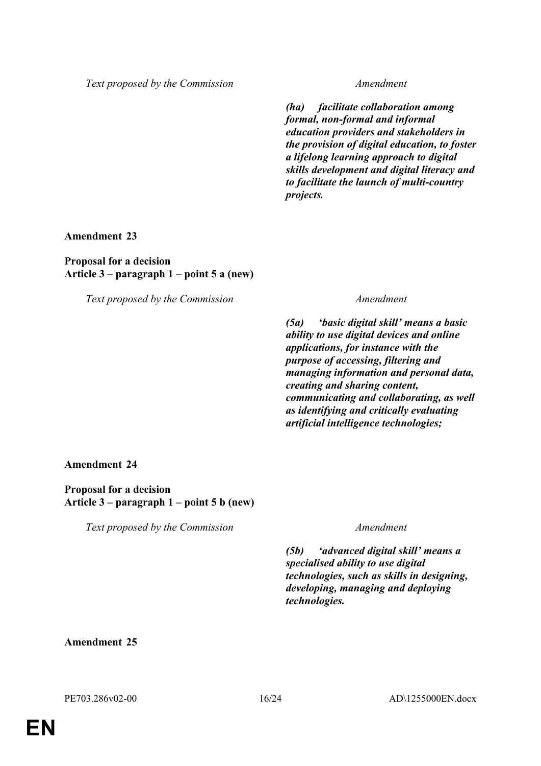| *Text proposed by the Commission* | *Amendment* |
|---|---|
| | ***(ha) facilitate collaboration among formal, non-formal and informal education providers and stakeholders in the provision of digital education, to foster a lifelong learning approach to digital skills development and digital literacy and to facilitate the launch of multi-country projects.*** |

**Amendment 23**

**Proposal for a decision**
**Article 3 – paragraph 1 – point 5 a (new)**

| *Text proposed by the Commission* | *Amendment* |
|---|---|
| | ***(5a) 'basic digital skill' means a basic ability to use digital devices and online applications, for instance with the purpose of accessing, filtering and managing information and personal data, creating and sharing content, communicating and collaborating, as well as identifying and critically evaluating artificial intelligence technologies;*** |

**Amendment 24**

**Proposal for a decision**
**Article 3 – paragraph 1 – point 5 b (new)**

| *Text proposed by the Commission* | *Amendment* |
|---|---|
| | ***(5b) 'advanced digital skill' means a specialised ability to use digital technologies, such as skills in designing, developing, managing and deploying technologies.*** |

**Amendment 25**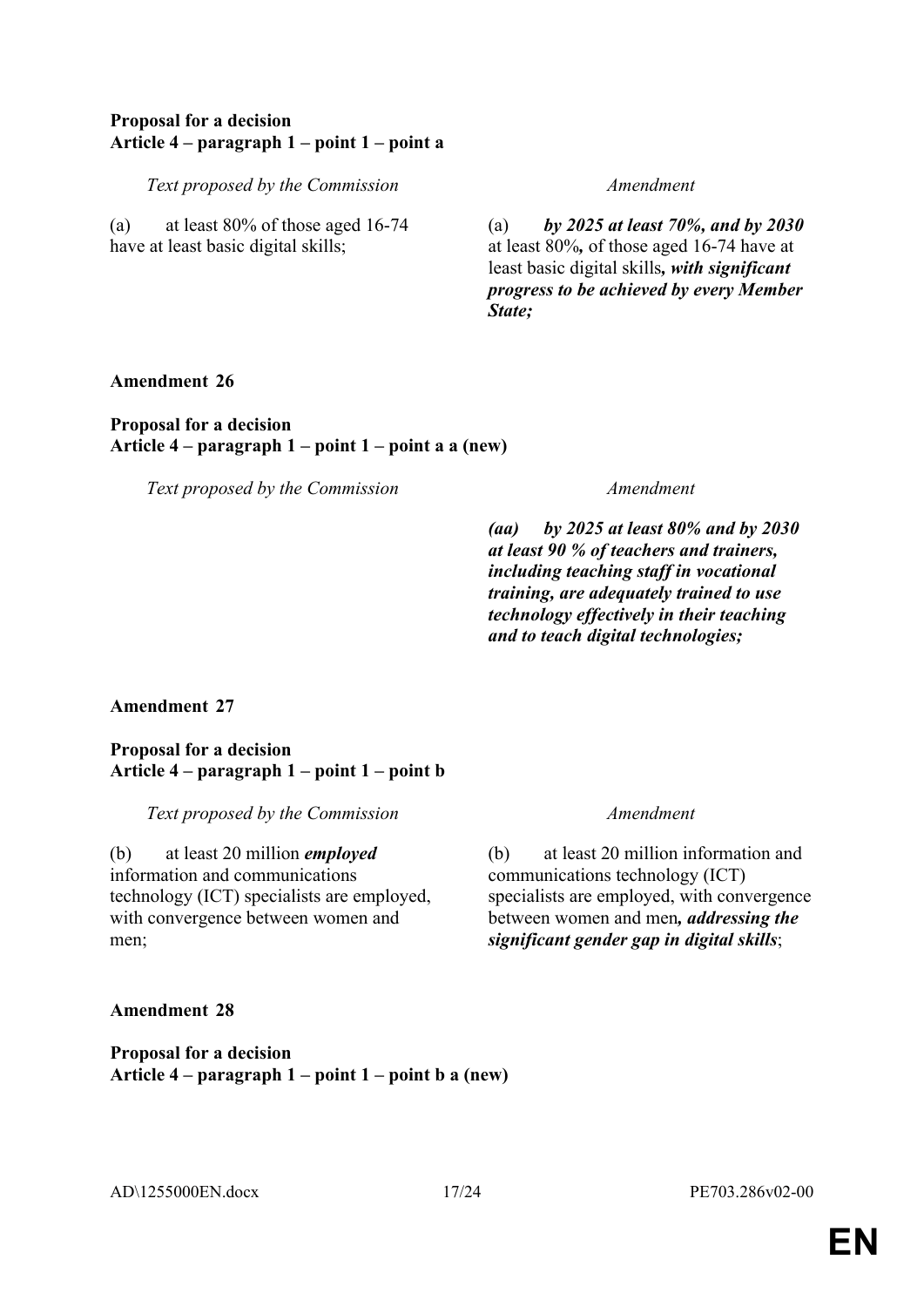**Proposal for a decision**
**Article 4 – paragraph 1 – point 1 – point a**

| *Text proposed by the Commission* | *Amendment* |
|---|---|
| (a) at least 80% of those aged 16-74 have at least basic digital skills; | (a) ***by 2025 at least 70%, and by 2030*** at least 80%***,*** of those aged 16-74 have at least basic digital skills***, with significant progress to be achieved by every Member State;*** |

**Amendment 26**

**Proposal for a decision**
**Article 4 – paragraph 1 – point 1 – point a a (new)**

| *Text proposed by the Commission* | *Amendment* |
|---|---|
| | ***(aa) by 2025 at least 80% and by 2030 at least 90 % of teachers and trainers, including teaching staff in vocational training, are adequately trained to use technology effectively in their teaching and to teach digital technologies;*** |

**Amendment 27**

**Proposal for a decision**
**Article 4 – paragraph 1 – point 1 – point b**

| *Text proposed by the Commission* | *Amendment* |
|---|---|
| (b) at least 20 million ***employed*** information and communications technology (ICT) specialists are employed, with convergence between women and men; | (b) at least 20 million information and communications technology (ICT) specialists are employed, with convergence between women and men***, addressing the significant gender gap in digital skills***; |

**Amendment 28**

**Proposal for a decision**
**Article 4 – paragraph 1 – point 1 – point b a (new)**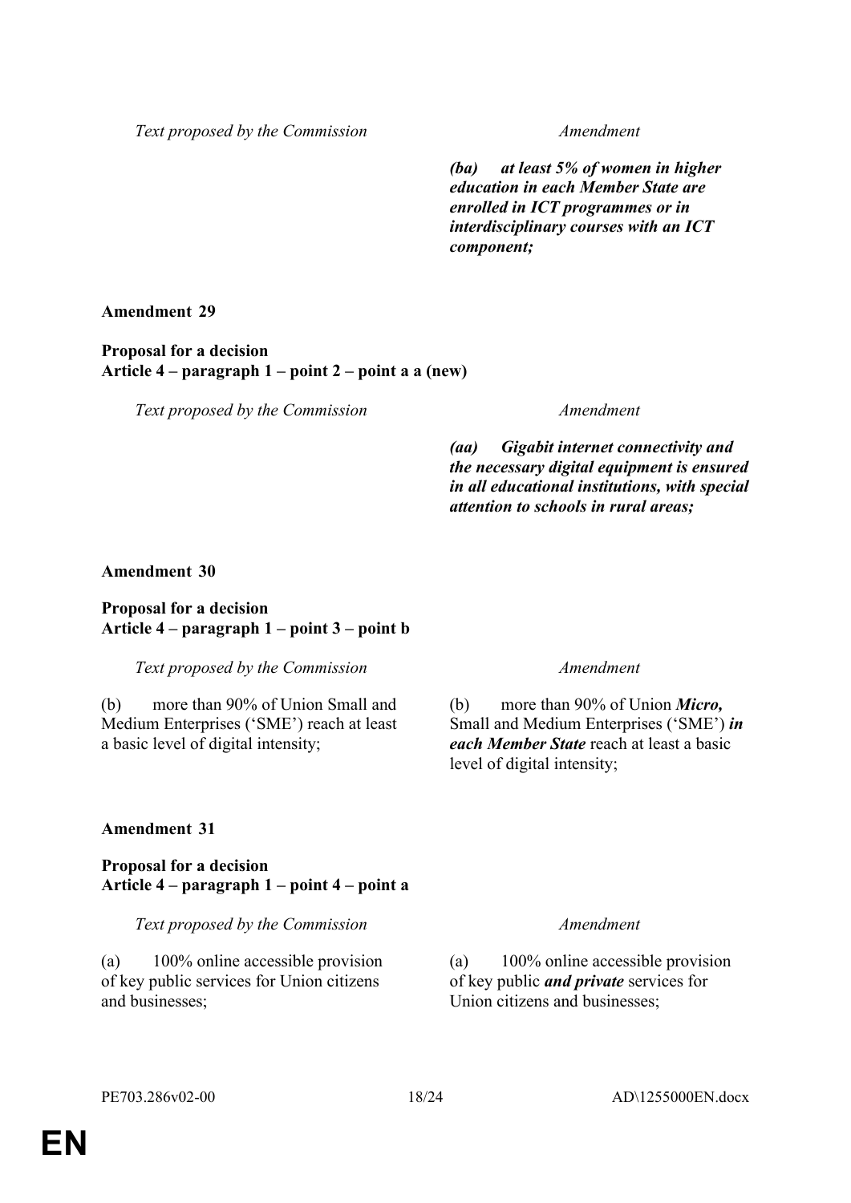| Text proposed by the Commission | Amendment |
|---|---|
| | ***(ba) at least 5% of women in higher education in each Member State are enrolled in ICT programmes or in interdisciplinary courses with an ICT component;*** |

**Amendment 29**

**Proposal for a decision**
**Article 4 – paragraph 1 – point 2 – point a a (new)**

| Text proposed by the Commission | Amendment |
|---|---|
| | ***(aa) Gigabit internet connectivity and the necessary digital equipment is ensured in all educational institutions, with special attention to schools in rural areas;*** |

**Amendment 30**

**Proposal for a decision**
**Article 4 – paragraph 1 – point 3 – point b**

| Text proposed by the Commission | Amendment |
|---|---|
| (b) more than 90% of Union Small and Medium Enterprises ('SME') reach at least a basic level of digital intensity; | (b) more than 90% of Union ***Micro,*** Small and Medium Enterprises ('SME') ***in each Member State*** reach at least a basic level of digital intensity; |

**Amendment 31**

**Proposal for a decision**
**Article 4 – paragraph 1 – point 4 – point a**

| Text proposed by the Commission | Amendment |
|---|---|
| (a) 100% online accessible provision of key public services for Union citizens and businesses; | (a) 100% online accessible provision of key public ***and private*** services for Union citizens and businesses; |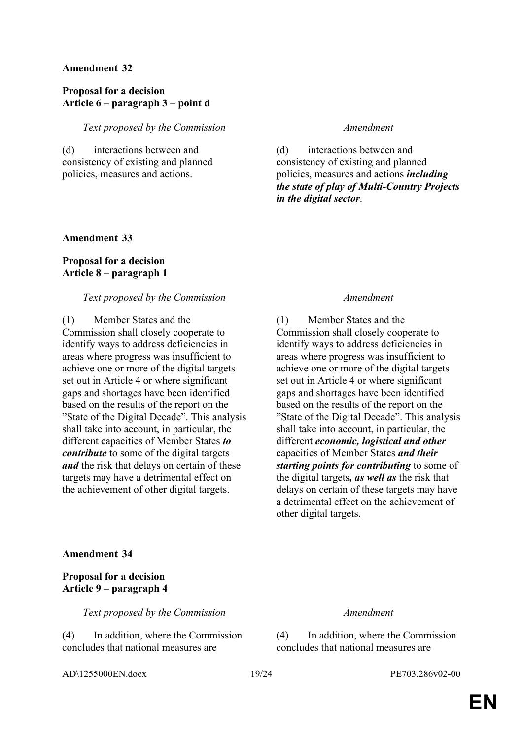**Amendment 32**

**Proposal for a decision**
**Article 6 – paragraph 3 – point d**

| *Text proposed by the Commission* | *Amendment* |
|---|---|
| (d) interactions between and consistency of existing and planned policies, measures and actions. | (d) interactions between and consistency of existing and planned policies, measures and actions ***including the state of play of Multi-Country Projects in the digital sector***. |

**Amendment 33**

**Proposal for a decision**
**Article 8 – paragraph 1**

| *Text proposed by the Commission* | *Amendment* |
|---|---|
| (1) Member States and the Commission shall closely cooperate to identify ways to address deficiencies in areas where progress was insufficient to achieve one or more of the digital targets set out in Article 4 or where significant gaps and shortages have been identified based on the results of the report on the "State of the Digital Decade". This analysis shall take into account, in particular, the different capacities of Member States ***to contribute*** to some of the digital targets ***and*** the risk that delays on certain of these targets may have a detrimental effect on the achievement of other digital targets. | (1) Member States and the Commission shall closely cooperate to identify ways to address deficiencies in areas where progress was insufficient to achieve one or more of the digital targets set out in Article 4 or where significant gaps and shortages have been identified based on the results of the report on the "State of the Digital Decade". This analysis shall take into account, in particular, the different ***economic, logistical and other*** capacities of Member States ***and their starting points for contributing*** to some of the digital targets***, as well as*** the risk that delays on certain of these targets may have a detrimental effect on the achievement of other digital targets. |

**Amendment 34**

**Proposal for a decision**
**Article 9 – paragraph 4**

| *Text proposed by the Commission* | *Amendment* |
|---|---|
| (4) In addition, where the Commission concludes that national measures are | (4) In addition, where the Commission concludes that national measures are |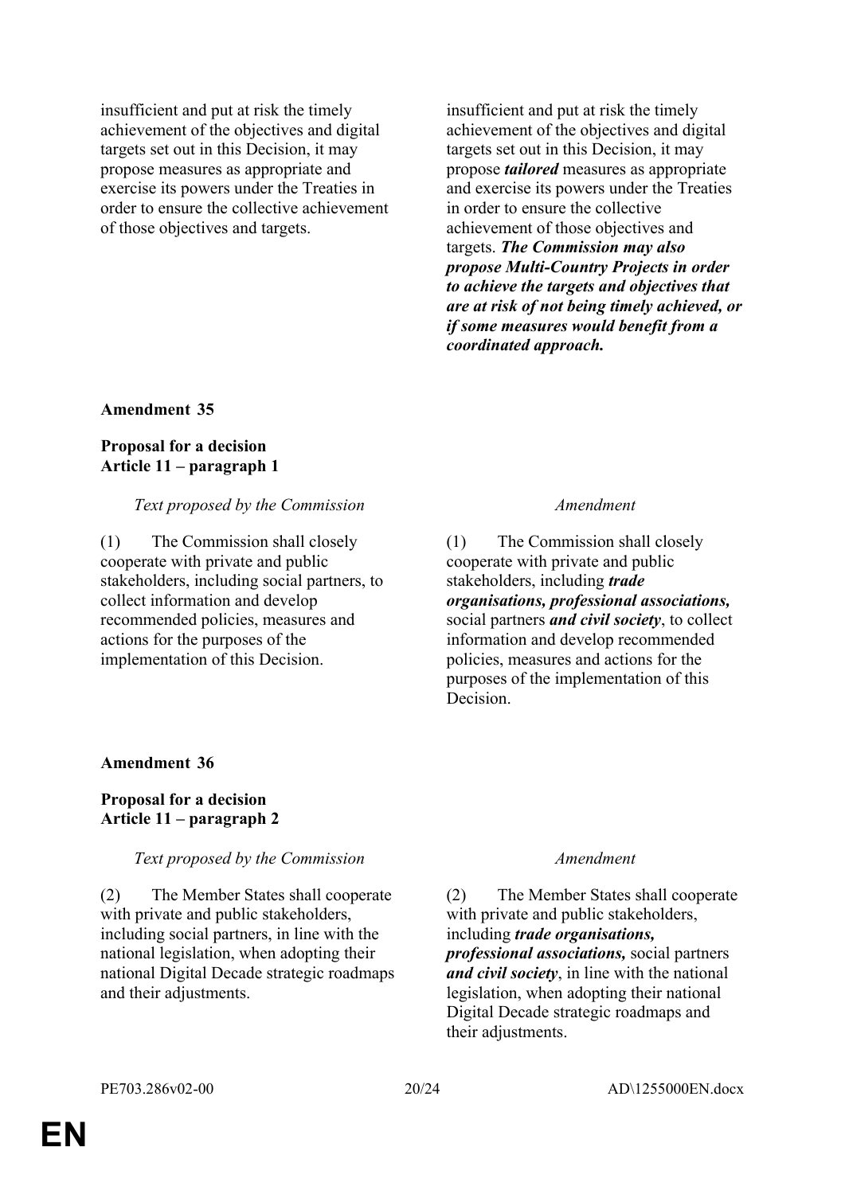| | |
|---|---|
| insufficient and put at risk the timely achievement of the objectives and digital targets set out in this Decision, it may propose measures as appropriate and exercise its powers under the Treaties in order to ensure the collective achievement of those objectives and targets. | insufficient and put at risk the timely achievement of the objectives and digital targets set out in this Decision, it may propose ***tailored*** measures as appropriate and exercise its powers under the Treaties in order to ensure the collective achievement of those objectives and targets. ***The Commission may also propose Multi-Country Projects in order to achieve the targets and objectives that are at risk of not being timely achieved, or if some measures would benefit from a coordinated approach.*** |

**Amendment 35**

**Proposal for a decision**
**Article 11 – paragraph 1**

| *Text proposed by the Commission* | *Amendment* |
|---|---|
| (1) The Commission shall closely cooperate with private and public stakeholders, including social partners, to collect information and develop recommended policies, measures and actions for the purposes of the implementation of this Decision. | (1) The Commission shall closely cooperate with private and public stakeholders, including ***trade organisations, professional associations,*** social partners ***and civil society***, to collect information and develop recommended policies, measures and actions for the purposes of the implementation of this Decision. |

**Amendment 36**

**Proposal for a decision**
**Article 11 – paragraph 2**

| *Text proposed by the Commission* | *Amendment* |
|---|---|
| (2) The Member States shall cooperate with private and public stakeholders, including social partners, in line with the national legislation, when adopting their national Digital Decade strategic roadmaps and their adjustments. | (2) The Member States shall cooperate with private and public stakeholders, including ***trade organisations, professional associations,*** social partners ***and civil society***, in line with the national legislation, when adopting their national Digital Decade strategic roadmaps and their adjustments. |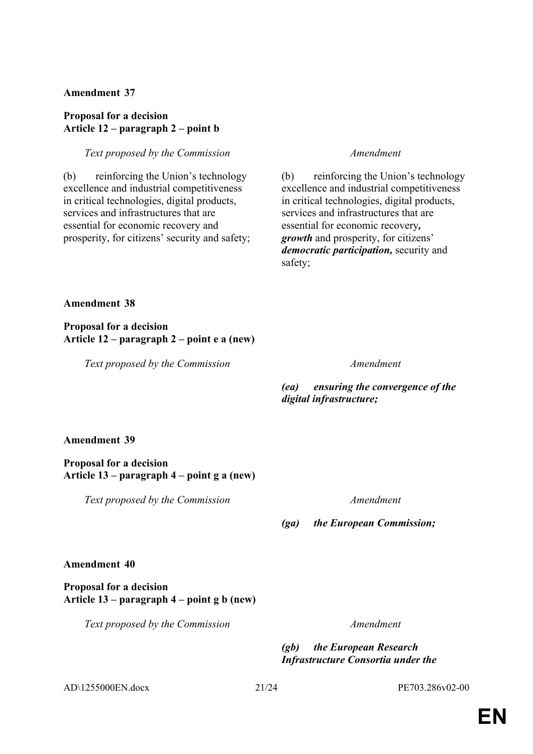**Amendment 37**

**Proposal for a decision**
**Article 12 – paragraph 2 – point b**

| *Text proposed by the Commission* | *Amendment* |
|---|---|
| (b) reinforcing the Union's technology excellence and industrial competitiveness in critical technologies, digital products, services and infrastructures that are essential for economic recovery and prosperity, for citizens' security and safety; | (b) reinforcing the Union's technology excellence and industrial competitiveness in critical technologies, digital products, services and infrastructures that are essential for economic recovery***, growth*** and prosperity, for citizens' ***democratic participation,*** security and safety; |

**Amendment 38**

**Proposal for a decision**
**Article 12 – paragraph 2 – point e a (new)**

| *Text proposed by the Commission* | *Amendment* |
|---|---|
| | ***(ea) ensuring the convergence of the digital infrastructure;*** |

**Amendment 39**

**Proposal for a decision**
**Article 13 – paragraph 4 – point g a (new)**

| *Text proposed by the Commission* | *Amendment* |
|---|---|
| | ***(ga) the European Commission;*** |

**Amendment 40**

**Proposal for a decision**
**Article 13 – paragraph 4 – point g b (new)**

| *Text proposed by the Commission* | *Amendment* |
|---|---|
| | ***(gb) the European Research Infrastructure Consortia under the*** |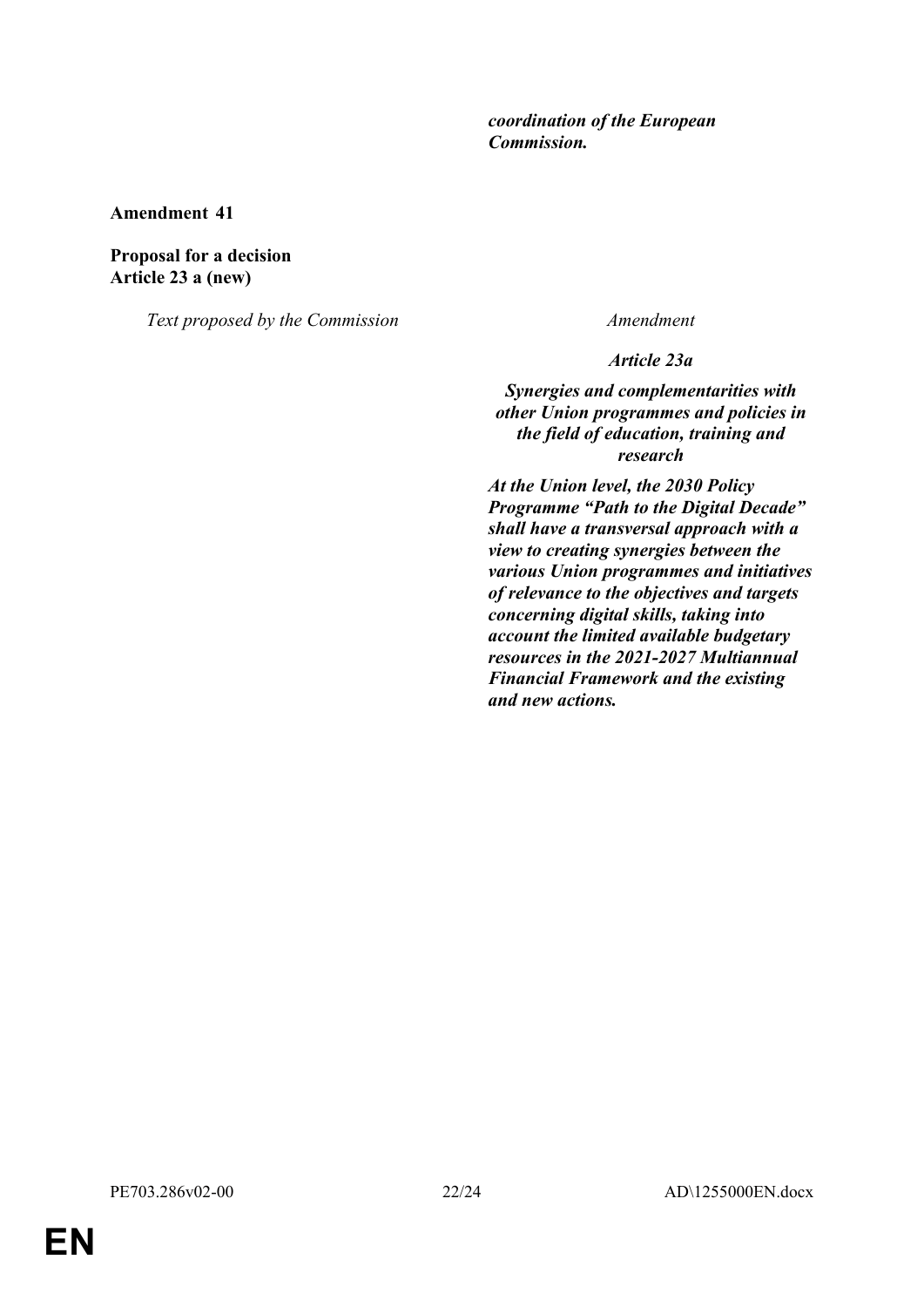| | |
|---|---|
| | ***coordination of the European Commission.*** |

**Amendment 41**

**Proposal for a decision**
**Article 23 a (new)**

| *Text proposed by the Commission* | *Amendment* |
|---|---|
| | ***Article 23a*** |
| | ***Synergies and complementarities with other Union programmes and policies in the field of education, training and research*** |
| | ***At the Union level, the 2030 Policy Programme "Path to the Digital Decade" shall have a transversal approach with a view to creating synergies between the various Union programmes and initiatives of relevance to the objectives and targets concerning digital skills, taking into account the limited available budgetary resources in the 2021-2027 Multiannual Financial Framework and the existing and new actions.*** |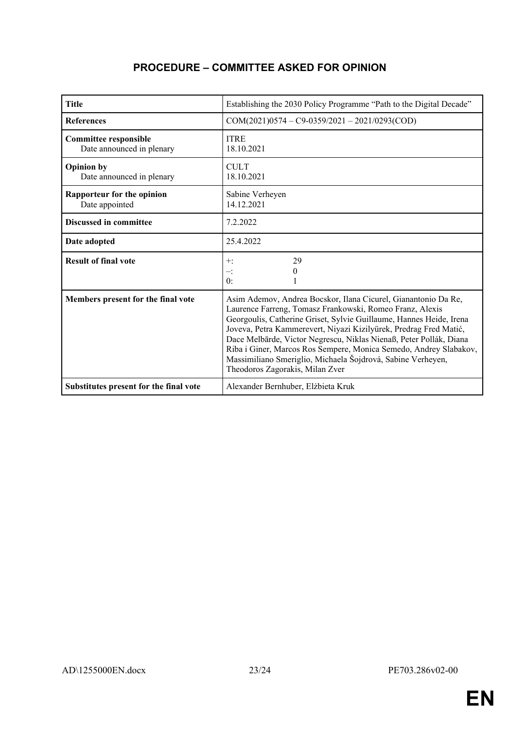## PROCEDURE – COMMITTEE ASKED FOR OPINION

| | |
|---|---|
| **Title** | Establishing the 2030 Policy Programme “Path to the Digital Decade” |
| **References** | COM(2021)0574 – C9-0359/2021 – 2021/0293(COD) |
| **Committee responsible**<br>Date announced in plenary | ITRE<br>18.10.2021 |
| **Opinion by**<br>Date announced in plenary | CULT<br>18.10.2021 |
| **Rapporteur for the opinion**<br>Date appointed | Sabine Verheyen<br>14.12.2021 |
| **Discussed in committee** | 7.2.2022 |
| **Date adopted** | 25.4.2022 |
| **Result of final vote** | +: 29<br>–: 0<br>0: 1 |
| **Members present for the final vote** | Asim Ademov, Andrea Bocskor, Ilana Cicurel, Gianantonio Da Re, Laurence Farreng, Tomasz Frankowski, Romeo Franz, Alexis Georgoulis, Catherine Griset, Sylvie Guillaume, Hannes Heide, Irena Joveva, Petra Kammerevert, Niyazi Kizilyürek, Predrag Fred Matić, Dace Melbārde, Victor Negrescu, Niklas Nienaß, Peter Pollák, Diana Riba i Giner, Marcos Ros Sempere, Monica Semedo, Andrey Slabakov, Massimiliano Smeriglio, Michaela Šojdrová, Sabine Verheyen, Theodoros Zagorakis, Milan Zver |
| **Substitutes present for the final vote** | Alexander Bernhuber, Elżbieta Kruk |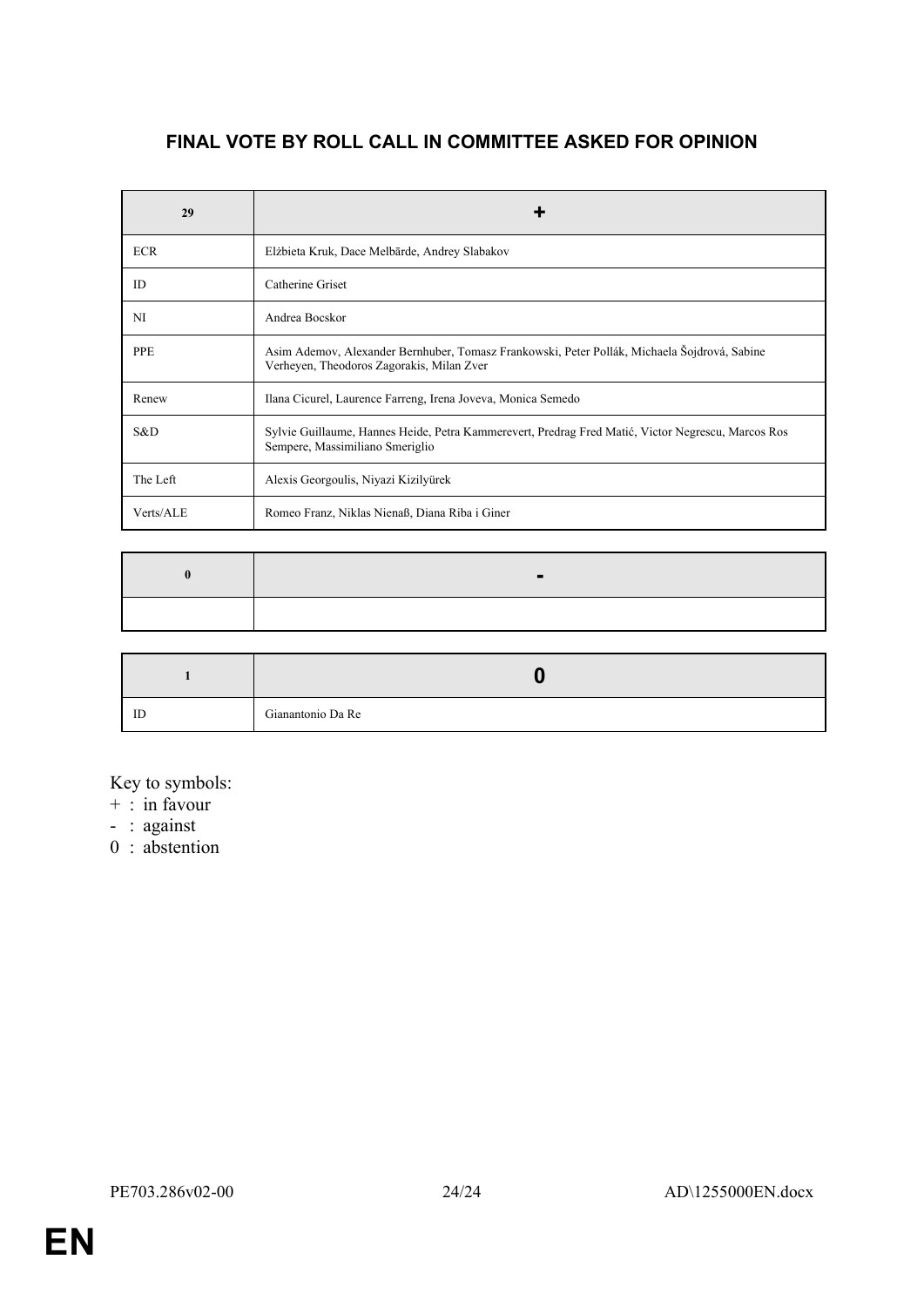## FINAL VOTE BY ROLL CALL IN COMMITTEE ASKED FOR OPINION

| 29 | + |
|---|---|
| ECR | Elżbieta Kruk, Dace Melbārde, Andrey Slabakov |
| ID | Catherine Griset |
| NI | Andrea Bocskor |
| PPE | Asim Ademov, Alexander Bernhuber, Tomasz Frankowski, Peter Pollák, Michaela Šojdrová, Sabine Verheyen, Theodoros Zagorakis, Milan Zver |
| Renew | Ilana Cicurel, Laurence Farreng, Irena Joveva, Monica Semedo |
| S&D | Sylvie Guillaume, Hannes Heide, Petra Kammerevert, Predrag Fred Matić, Victor Negrescu, Marcos Ros Sempere, Massimiliano Smeriglio |
| The Left | Alexis Georgoulis, Niyazi Kizilyürek |
| Verts/ALE | Romeo Franz, Niklas Nienaß, Diana Riba i Giner |

| 0 | - |
|---|---|
| | |

| 1 | 0 |
|---|---|
| ID | Gianantonio Da Re |

Key to symbols:
+ : in favour
- : against
0 : abstention